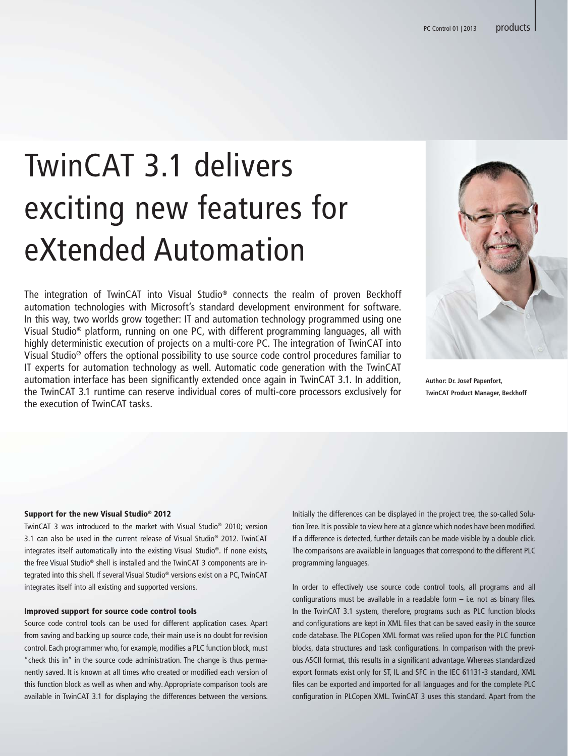# TwinCAT 3.1 delivers exciting new features for eXtended Automation

The integration of TwinCAT into Visual Studio® connects the realm of proven Beckhoff automation technologies with Microsoft's standard development environment for software. In this way, two worlds grow together: IT and automation technology programmed using one Visual Studio® platform, running on one PC, with different programming languages, all with highly deterministic execution of projects on a multi-core PC. The integration of TwinCAT into Visual Studio® offers the optional possibility to use source code control procedures familiar to IT experts for automation technology as well. Automatic code generation with the TwinCAT automation interface has been significantly extended once again in TwinCAT 3.1. In addition, the TwinCAT 3.1 runtime can reserve individual cores of multi-core processors exclusively for the execution of TwinCAT tasks.

**Author: Dr. Josef Papenfort, TwinCAT Product Manager, Beckhoff**

### Support for the new Visual Studio® 2012

TwinCAT 3 was introduced to the market with Visual Studio® 2010; version 3.1 can also be used in the current release of Visual Studio® 2012. TwinCAT integrates itself automatically into the existing Visual Studio®. If none exists, the free Visual Studio® shell is installed and the TwinCAT 3 components are integrated into this shell. If several Visual Studio® versions exist on a PC, TwinCAT integrates itself into all existing and supported versions.

### Improved support for source code control tools

Source code control tools can be used for different application cases. Apart from saving and backing up source code, their main use is no doubt for revision control. Each programmer who, for example, modifies a PLC function block, must "check this in" in the source code administration. The change is thus permanently saved. It is known at all times who created or modified each version of this function block as well as when and why. Appropriate comparison tools are available in TwinCAT 3.1 for displaying the differences between the versions. Initially the differences can be displayed in the project tree, the so-called Solution Tree. It is possible to view here at a glance which nodes have been modified. If a difference is detected, further details can be made visible by a double click. The comparisons are available in languages that correspond to the different PLC programming languages.

In order to effectively use source code control tools, all programs and all configurations must be available in a readable form – i.e. not as binary files. In the TwinCAT 3.1 system, therefore, programs such as PLC function blocks and configurations are kept in XML files that can be saved easily in the source code database. The PLCopen XML format was relied upon for the PLC function blocks, data structures and task configurations. In comparison with the previous ASCII format, this results in a significant advantage. Whereas standardized export formats exist only for ST, IL and SFC in the IEC 61131-3 standard, XML files can be exported and imported for all languages and for the complete PLC configuration in PLCopen XML. TwinCAT 3 uses this standard. Apart from the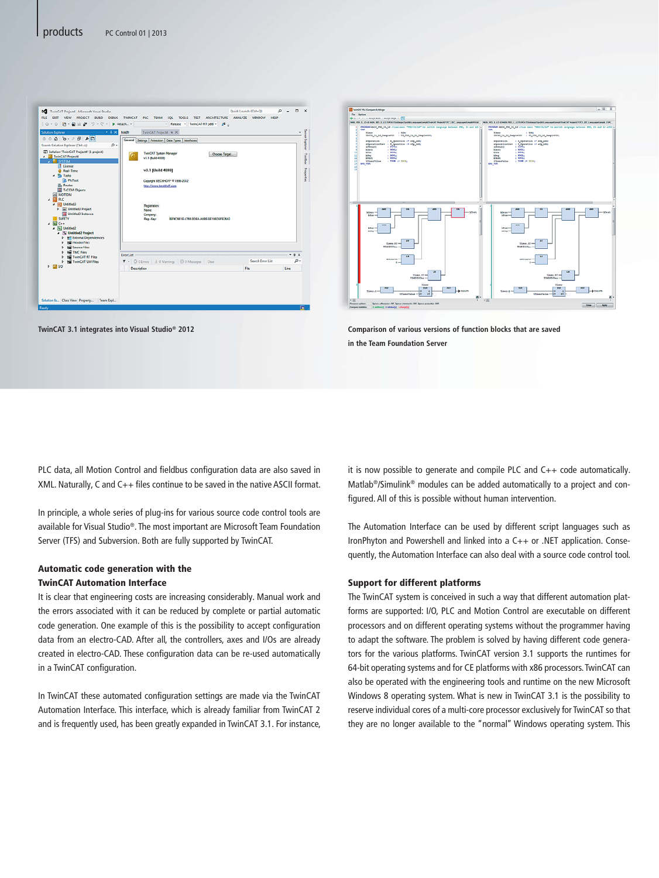TwinCAT 3.1 integrates into Visual Studio® 2012

Comparison of various versions of function blocks that are saved in the Team Foundation Server

PLC data, all Motion Control and fieldbus configuration data are also saved in XML. Naturally, C and C++ files continue to be saved in the native ASCII format.

In principle, a whole series of plug-ins for various source code control tools are available for Visual Studio®. The most important are Microsoft Team Foundation Server (TFS) and Subversion. Both are fully supported by TwinCAT.

### Automatic code generation with the TwinCAT Automation Interface

It is clear that engineering costs are increasing considerably. Manual work and the errors associated with it can be reduced by complete or partial automatic code generation. One example of this is the possibility to accept configuration data from an electro-CAD. After all, the controllers, axes and I/Os are already created in electro-CAD. These configuration data can be re-used automatically in a TwinCAT configuration.

In TwinCAT these automated configuration settings are made via the TwinCAT Automation Interface. This interface, which is already familiar from TwinCAT 2 and is frequently used, has been greatly expanded in TwinCAT 3.1. For instance, it is now possible to generate and compile PLC and C++ code automatically. Matlab®/Simulink® modules can be added automatically to a project and configured. All of this is possible without human intervention.

The Automation Interface can be used by different script languages such as IronPhyton and Powershell and linked into a C++ or .NET application. Consequently, the Automation Interface can also deal with a source code control tool.

### Support for different platforms

The TwinCAT system is conceived in such a way that different automation platforms are supported: I/O, PLC and Motion Control are executable on different processors and on different operating systems without the programmer having to adapt the software. The problem is solved by having different code generators for the various platforms. TwinCAT version 3.1 supports the runtimes for 64-bit operating systems and for CE platforms with x86 processors. TwinCAT can also be operated with the engineering tools and runtime on the new Microsoft Windows 8 operating system. What is new in TwinCAT 3.1 is the possibility to reserve individual cores of a multi-core processor exclusively for TwinCAT so that they are no longer available to the "normal" Windows operating system. This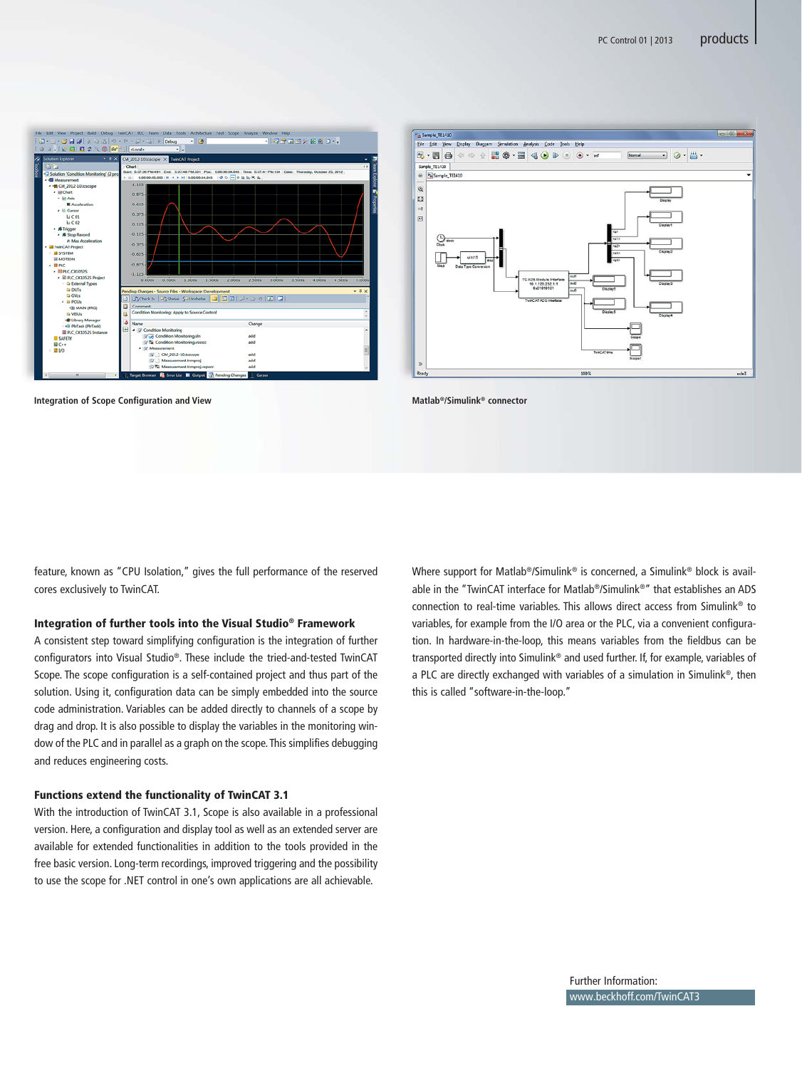Integration of Scope Configuration and View

Matlab®/Simulink® connector

feature, known as "CPU Isolation," gives the full performance of the reserved cores exclusively to TwinCAT.

### Integration of further tools into the Visual Studio® Framework

A consistent step toward simplifying configuration is the integration of further configurators into Visual Studio®. These include the tried-and-tested TwinCAT Scope. The scope configuration is a self-contained project and thus part of the solution. Using it, configuration data can be simply embedded into the source code administration. Variables can be added directly to channels of a scope by drag and drop. It is also possible to display the variables in the monitoring window of the PLC and in parallel as a graph on the scope. This simplifies debugging and reduces engineering costs.

### Functions extend the functionality of TwinCAT 3.1

With the introduction of TwinCAT 3.1, Scope is also available in a professional version. Here, a configuration and display tool as well as an extended server are available for extended functionalities in addition to the tools provided in the free basic version. Long-term recordings, improved triggering and the possibility to use the scope for .NET control in one's own applications are all achievable.

Where support for Matlab®/Simulink® is concerned, a Simulink® block is available in the "TwinCAT interface for Matlab®/Simulink®" that establishes an ADS connection to real-time variables. This allows direct access from Simulink® to variables, for example from the I/O area or the PLC, via a convenient configuration. In hardware-in-the-loop, this means variables from the fieldbus can be transported directly into Simulink® and used further. If, for example, variables of a PLC are directly exchanged with variables of a simulation in Simulink®, then this is called "software-in-the-loop."

Further Information:
www.beckhoff.com/TwinCAT3